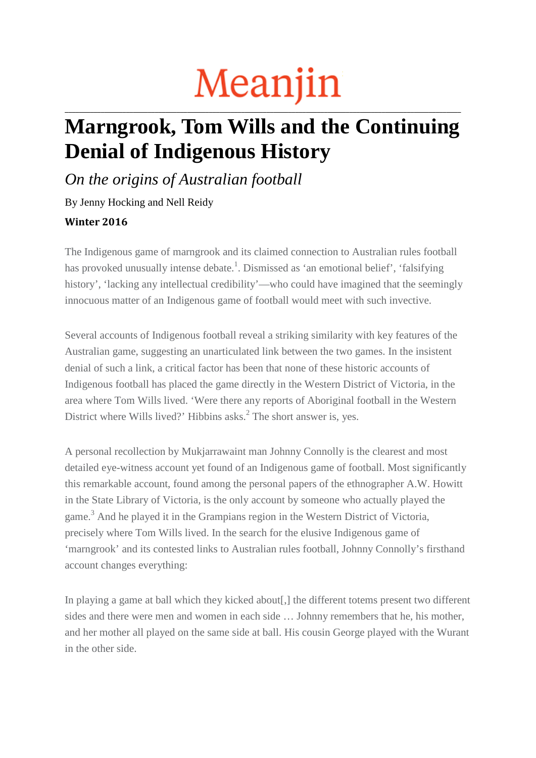Meanjin

# Marngrook, Tom Wills and the Continuing Denial of Indigenous History

*On the origins of Australian football*

By Jenny Hocking and Nell Reidy

**Winter 2016**

The Indigenous game of marngrook and its claimed connection to Australian rules football has provoked unusually intense debate.[1]. Dismissed as 'an emotional belief', 'falsifying history', 'lacking any intellectual credibility'—who could have imagined that the seemingly innocuous matter of an Indigenous game of football would meet with such invective.

Several accounts of Indigenous football reveal a striking similarity with key features of the Australian game, suggesting an unarticulated link between the two games. In the insistent denial of such a link, a critical factor has been that none of these historic accounts of Indigenous football has placed the game directly in the Western District of Victoria, in the area where Tom Wills lived. 'Were there any reports of Aboriginal football in the Western District where Wills lived?' Hibbins asks.[2] The short answer is, yes.

A personal recollection by Mukjarrawaint man Johnny Connolly is the clearest and most detailed eye-witness account yet found of an Indigenous game of football. Most significantly this remarkable account, found among the personal papers of the ethnographer A.W. Howitt in the State Library of Victoria, is the only account by someone who actually played the game.[3] And he played it in the Grampians region in the Western District of Victoria, precisely where Tom Wills lived. In the search for the elusive Indigenous game of 'marngrook' and its contested links to Australian rules football, Johnny Connolly's firsthand account changes everything:

In playing a game at ball which they kicked about[,] the different totems present two different sides and there were men and women in each side … Johnny remembers that he, his mother, and her mother all played on the same side at ball. His cousin George played with the Wurant in the other side.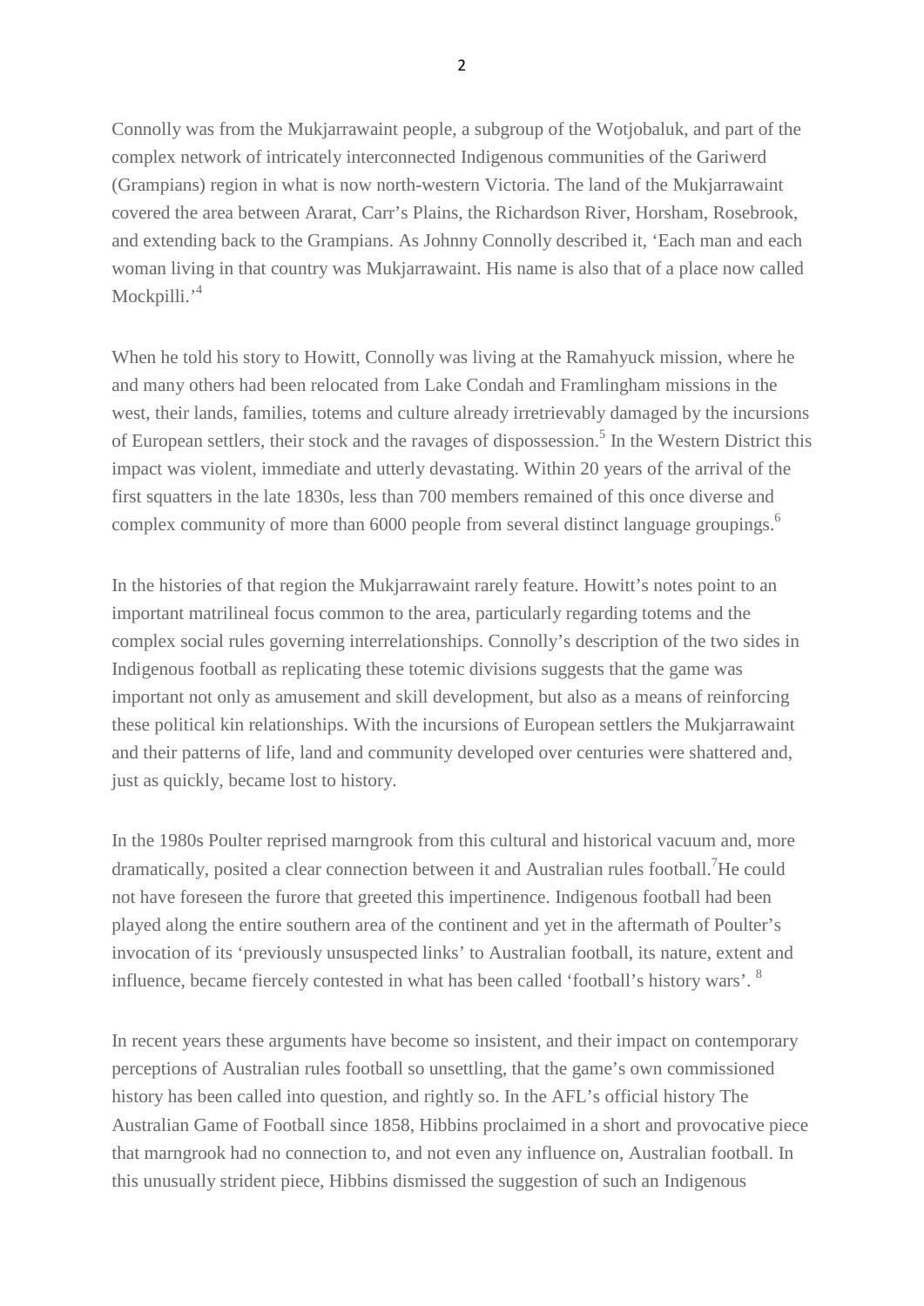Connolly was from the Mukjarrawaint people, a subgroup of the Wotjobaluk, and part of the complex network of intricately interconnected Indigenous communities of the Gariwerd (Grampians) region in what is now north-western Victoria. The land of the Mukjarrawaint covered the area between Ararat, Carr's Plains, the Richardson River, Horsham, Rosebrook, and extending back to the Grampians. As Johnny Connolly described it, 'Each man and each woman living in that country was Mukjarrawaint. His name is also that of a place now called Mockpilli.'[4]

When he told his story to Howitt, Connolly was living at the Ramahyuck mission, where he and many others had been relocated from Lake Condah and Framlingham missions in the west, their lands, families, totems and culture already irretrievably damaged by the incursions of European settlers, their stock and the ravages of dispossession.[5] In the Western District this impact was violent, immediate and utterly devastating. Within 20 years of the arrival of the first squatters in the late 1830s, less than 700 members remained of this once diverse and complex community of more than 6000 people from several distinct language groupings.[6]

In the histories of that region the Mukjarrawaint rarely feature. Howitt's notes point to an important matrilineal focus common to the area, particularly regarding totems and the complex social rules governing interrelationships. Connolly's description of the two sides in Indigenous football as replicating these totemic divisions suggests that the game was important not only as amusement and skill development, but also as a means of reinforcing these political kin relationships. With the incursions of European settlers the Mukjarrawaint and their patterns of life, land and community developed over centuries were shattered and, just as quickly, became lost to history.

In the 1980s Poulter reprised marngrook from this cultural and historical vacuum and, more dramatically, posited a clear connection between it and Australian rules football.[7]He could not have foreseen the furore that greeted this impertinence. Indigenous football had been played along the entire southern area of the continent and yet in the aftermath of Poulter's invocation of its 'previously unsuspected links' to Australian football, its nature, extent and influence, became fiercely contested in what has been called 'football's history wars'. [8]

In recent years these arguments have become so insistent, and their impact on contemporary perceptions of Australian rules football so unsettling, that the game's own commissioned history has been called into question, and rightly so. In the AFL's official history The Australian Game of Football since 1858, Hibbins proclaimed in a short and provocative piece that marngrook had no connection to, and not even any influence on, Australian football. In this unusually strident piece, Hibbins dismissed the suggestion of such an Indigenous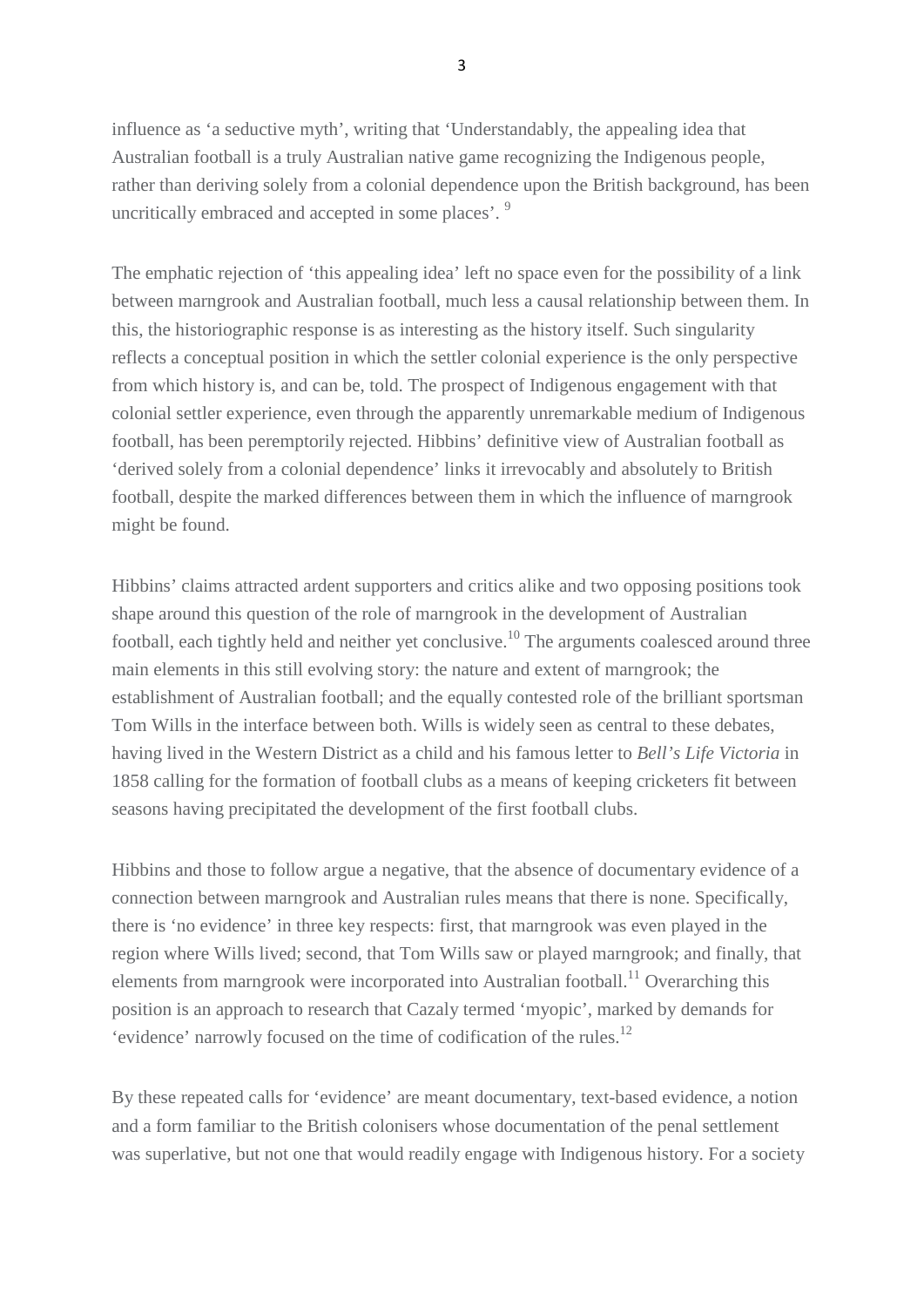influence as 'a seductive myth', writing that 'Understandably, the appealing idea that Australian football is a truly Australian native game recognizing the Indigenous people, rather than deriving solely from a colonial dependence upon the British background, has been uncritically embraced and accepted in some places'. [9]

The emphatic rejection of 'this appealing idea' left no space even for the possibility of a link between marngrook and Australian football, much less a causal relationship between them. In this, the historiographic response is as interesting as the history itself. Such singularity reflects a conceptual position in which the settler colonial experience is the only perspective from which history is, and can be, told. The prospect of Indigenous engagement with that colonial settler experience, even through the apparently unremarkable medium of Indigenous football, has been peremptorily rejected. Hibbins' definitive view of Australian football as 'derived solely from a colonial dependence' links it irrevocably and absolutely to British football, despite the marked differences between them in which the influence of marngrook might be found.

Hibbins' claims attracted ardent supporters and critics alike and two opposing positions took shape around this question of the role of marngrook in the development of Australian football, each tightly held and neither yet conclusive.[10] The arguments coalesced around three main elements in this still evolving story: the nature and extent of marngrook; the establishment of Australian football; and the equally contested role of the brilliant sportsman Tom Wills in the interface between both. Wills is widely seen as central to these debates, having lived in the Western District as a child and his famous letter to *Bell's Life Victoria* in 1858 calling for the formation of football clubs as a means of keeping cricketers fit between seasons having precipitated the development of the first football clubs.

Hibbins and those to follow argue a negative, that the absence of documentary evidence of a connection between marngrook and Australian rules means that there is none. Specifically, there is 'no evidence' in three key respects: first, that marngrook was even played in the region where Wills lived; second, that Tom Wills saw or played marngrook; and finally, that elements from marngrook were incorporated into Australian football.[11] Overarching this position is an approach to research that Cazaly termed 'myopic', marked by demands for 'evidence' narrowly focused on the time of codification of the rules.[12]

By these repeated calls for 'evidence' are meant documentary, text-based evidence, a notion and a form familiar to the British colonisers whose documentation of the penal settlement was superlative, but not one that would readily engage with Indigenous history. For a society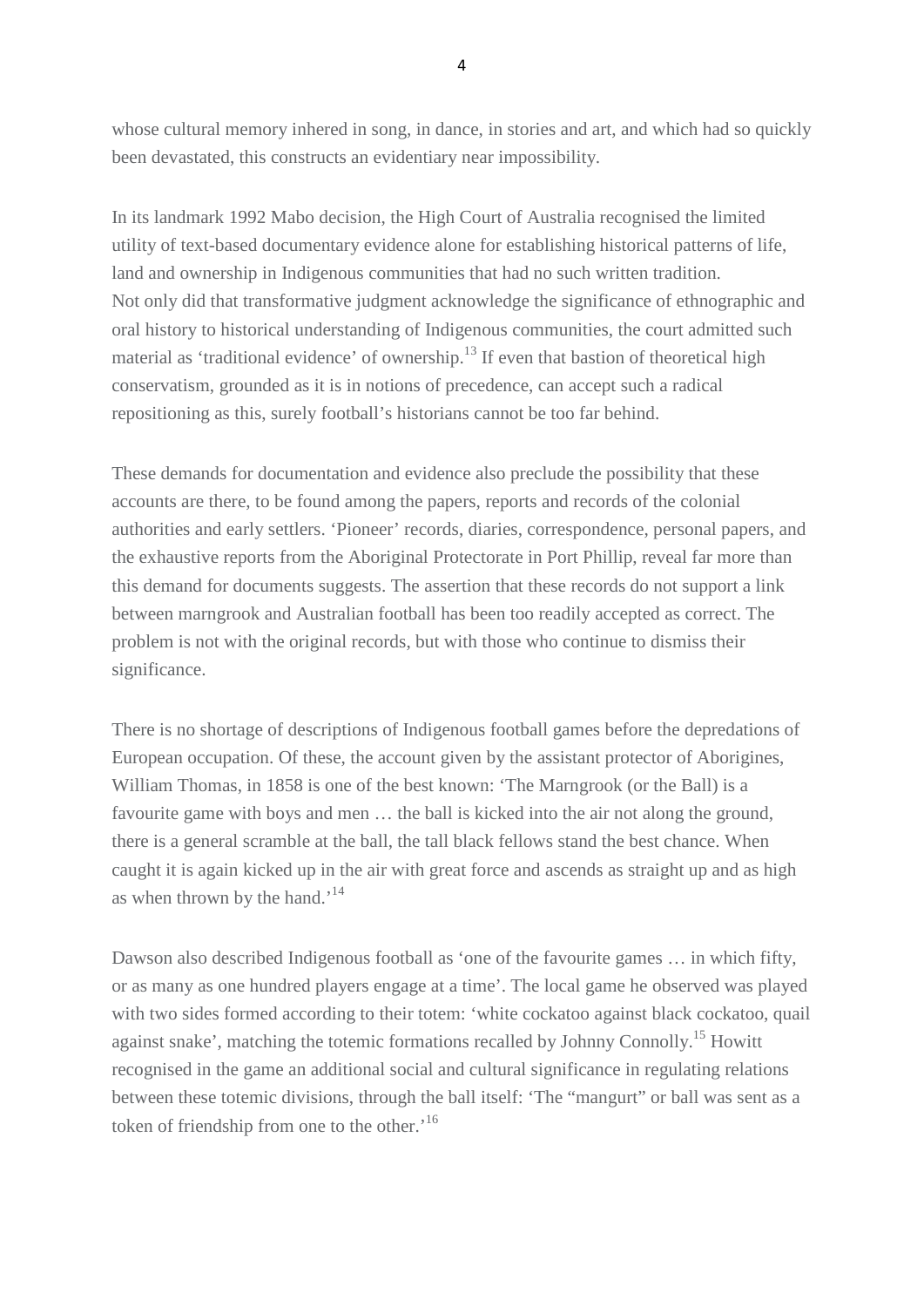whose cultural memory inhered in song, in dance, in stories and art, and which had so quickly been devastated, this constructs an evidentiary near impossibility.

In its landmark 1992 Mabo decision, the High Court of Australia recognised the limited utility of text-based documentary evidence alone for establishing historical patterns of life, land and ownership in Indigenous communities that had no such written tradition. Not only did that transformative judgment acknowledge the significance of ethnographic and oral history to historical understanding of Indigenous communities, the court admitted such material as 'traditional evidence' of ownership.[13] If even that bastion of theoretical high conservatism, grounded as it is in notions of precedence, can accept such a radical repositioning as this, surely football's historians cannot be too far behind.

These demands for documentation and evidence also preclude the possibility that these accounts are there, to be found among the papers, reports and records of the colonial authorities and early settlers. 'Pioneer' records, diaries, correspondence, personal papers, and the exhaustive reports from the Aboriginal Protectorate in Port Phillip, reveal far more than this demand for documents suggests. The assertion that these records do not support a link between marngrook and Australian football has been too readily accepted as correct. The problem is not with the original records, but with those who continue to dismiss their significance.

There is no shortage of descriptions of Indigenous football games before the depredations of European occupation. Of these, the account given by the assistant protector of Aborigines, William Thomas, in 1858 is one of the best known: 'The Marngrook (or the Ball) is a favourite game with boys and men … the ball is kicked into the air not along the ground, there is a general scramble at the ball, the tall black fellows stand the best chance. When caught it is again kicked up in the air with great force and ascends as straight up and as high as when thrown by the hand.'[14]

Dawson also described Indigenous football as 'one of the favourite games … in which fifty, or as many as one hundred players engage at a time'. The local game he observed was played with two sides formed according to their totem: 'white cockatoo against black cockatoo, quail against snake', matching the totemic formations recalled by Johnny Connolly.[15] Howitt recognised in the game an additional social and cultural significance in regulating relations between these totemic divisions, through the ball itself: 'The "mangurt" or ball was sent as a token of friendship from one to the other.'[16]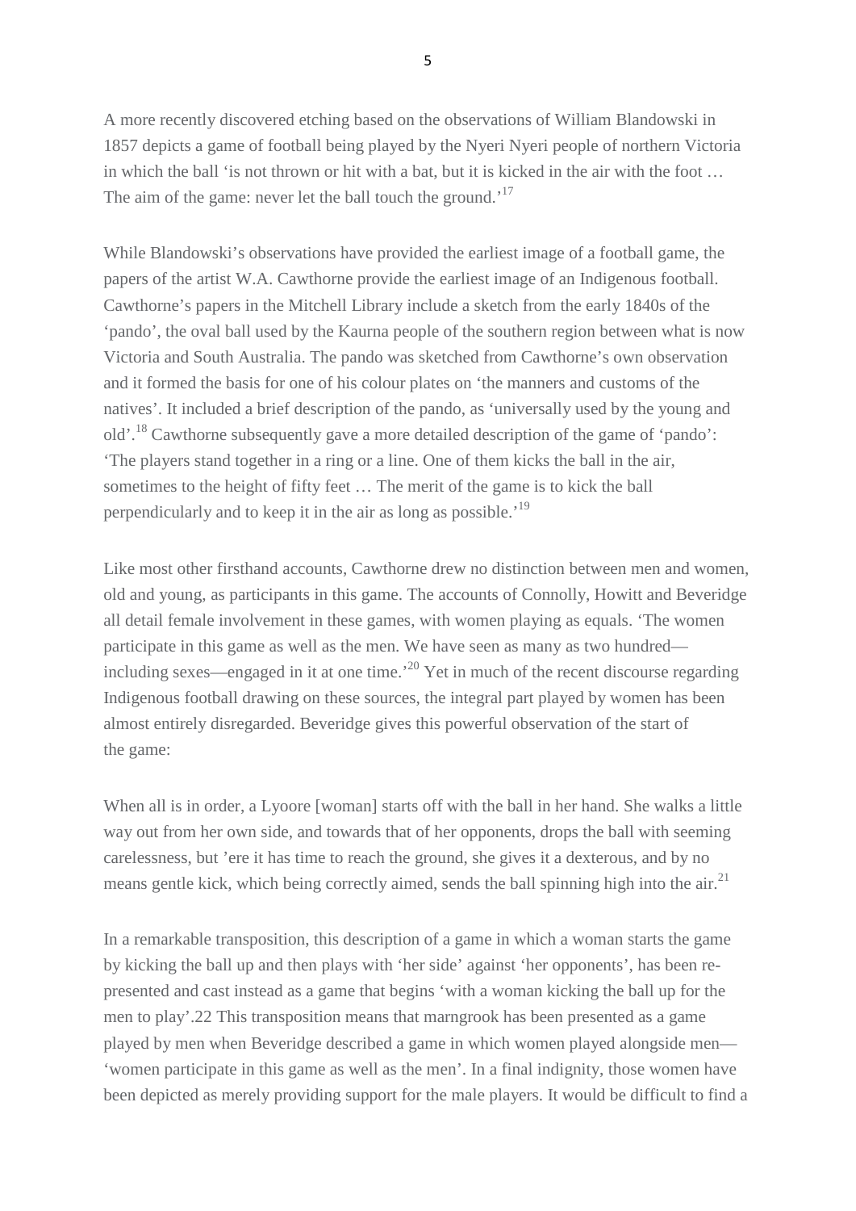A more recently discovered etching based on the observations of William Blandowski in 1857 depicts a game of football being played by the Nyeri Nyeri people of northern Victoria in which the ball 'is not thrown or hit with a bat, but it is kicked in the air with the foot … The aim of the game: never let the ball touch the ground.'[17]

While Blandowski's observations have provided the earliest image of a football game, the papers of the artist W.A. Cawthorne provide the earliest image of an Indigenous football. Cawthorne's papers in the Mitchell Library include a sketch from the early 1840s of the 'pando', the oval ball used by the Kaurna people of the southern region between what is now Victoria and South Australia. The pando was sketched from Cawthorne's own observation and it formed the basis for one of his colour plates on 'the manners and customs of the natives'. It included a brief description of the pando, as 'universally used by the young and old'.[18] Cawthorne subsequently gave a more detailed description of the game of 'pando': 'The players stand together in a ring or a line. One of them kicks the ball in the air, sometimes to the height of fifty feet … The merit of the game is to kick the ball perpendicularly and to keep it in the air as long as possible.'[19]

Like most other firsthand accounts, Cawthorne drew no distinction between men and women, old and young, as participants in this game. The accounts of Connolly, Howitt and Beveridge all detail female involvement in these games, with women playing as equals. 'The women participate in this game as well as the men. We have seen as many as two hundred—including sexes—engaged in it at one time.'[20] Yet in much of the recent discourse regarding Indigenous football drawing on these sources, the integral part played by women has been almost entirely disregarded. Beveridge gives this powerful observation of the start of the game:

When all is in order, a Lyoore [woman] starts off with the ball in her hand. She walks a little way out from her own side, and towards that of her opponents, drops the ball with seeming carelessness, but 'ere it has time to reach the ground, she gives it a dexterous, and by no means gentle kick, which being correctly aimed, sends the ball spinning high into the air.[21]

In a remarkable transposition, this description of a game in which a woman starts the game by kicking the ball up and then plays with 'her side' against 'her opponents', has been re-presented and cast instead as a game that begins 'with a woman kicking the ball up for the men to play'.22 This transposition means that marngrook has been presented as a game played by men when Beveridge described a game in which women played alongside men—'women participate in this game as well as the men'. In a final indignity, those women have been depicted as merely providing support for the male players. It would be difficult to find a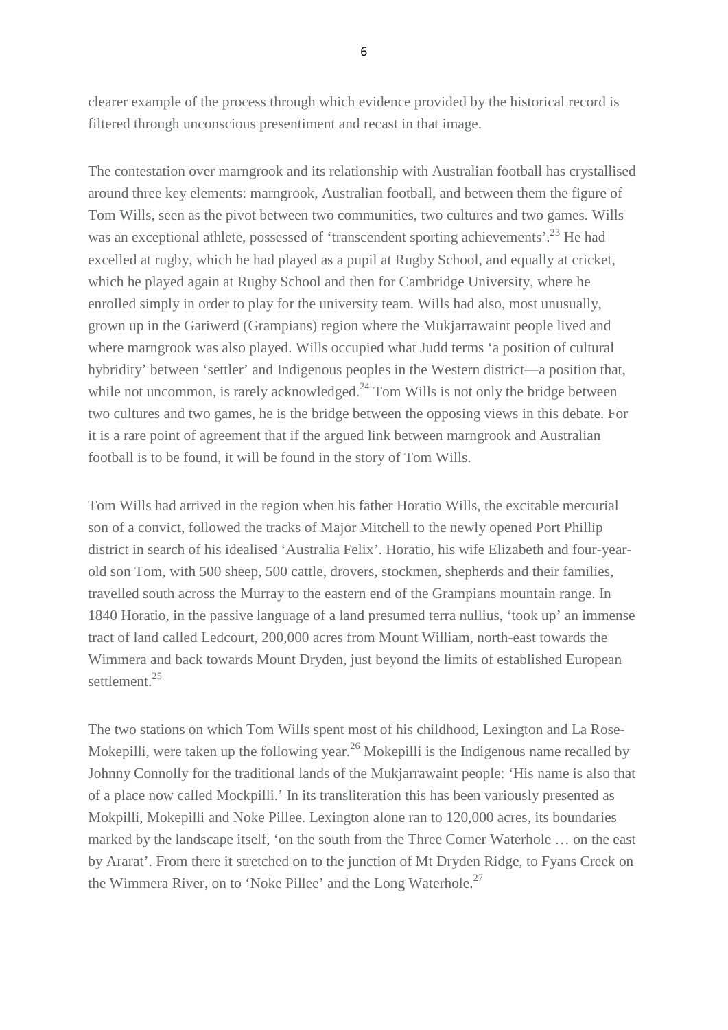clearer example of the process through which evidence provided by the historical record is filtered through unconscious presentiment and recast in that image.

The contestation over marngrook and its relationship with Australian football has crystallised around three key elements: marngrook, Australian football, and between them the figure of Tom Wills, seen as the pivot between two communities, two cultures and two games. Wills was an exceptional athlete, possessed of 'transcendent sporting achievements'.[23] He had excelled at rugby, which he had played as a pupil at Rugby School, and equally at cricket, which he played again at Rugby School and then for Cambridge University, where he enrolled simply in order to play for the university team. Wills had also, most unusually, grown up in the Gariwerd (Grampians) region where the Mukjarrawaint people lived and where marngrook was also played. Wills occupied what Judd terms 'a position of cultural hybridity' between 'settler' and Indigenous peoples in the Western district—a position that, while not uncommon, is rarely acknowledged.[24] Tom Wills is not only the bridge between two cultures and two games, he is the bridge between the opposing views in this debate. For it is a rare point of agreement that if the argued link between marngrook and Australian football is to be found, it will be found in the story of Tom Wills.

Tom Wills had arrived in the region when his father Horatio Wills, the excitable mercurial son of a convict, followed the tracks of Major Mitchell to the newly opened Port Phillip district in search of his idealised 'Australia Felix'. Horatio, his wife Elizabeth and four-year-old son Tom, with 500 sheep, 500 cattle, drovers, stockmen, shepherds and their families, travelled south across the Murray to the eastern end of the Grampians mountain range. In 1840 Horatio, in the passive language of a land presumed terra nullius, 'took up' an immense tract of land called Ledcourt, 200,000 acres from Mount William, north-east towards the Wimmera and back towards Mount Dryden, just beyond the limits of established European settlement.[25]

The two stations on which Tom Wills spent most of his childhood, Lexington and La Rose-Mokepilli, were taken up the following year.[26] Mokepilli is the Indigenous name recalled by Johnny Connolly for the traditional lands of the Mukjarrawaint people: 'His name is also that of a place now called Mockpilli.' In its transliteration this has been variously presented as Mokpilli, Mokepilli and Noke Pillee. Lexington alone ran to 120,000 acres, its boundaries marked by the landscape itself, 'on the south from the Three Corner Waterhole … on the east by Ararat'. From there it stretched on to the junction of Mt Dryden Ridge, to Fyans Creek on the Wimmera River, on to 'Noke Pillee' and the Long Waterhole.[27]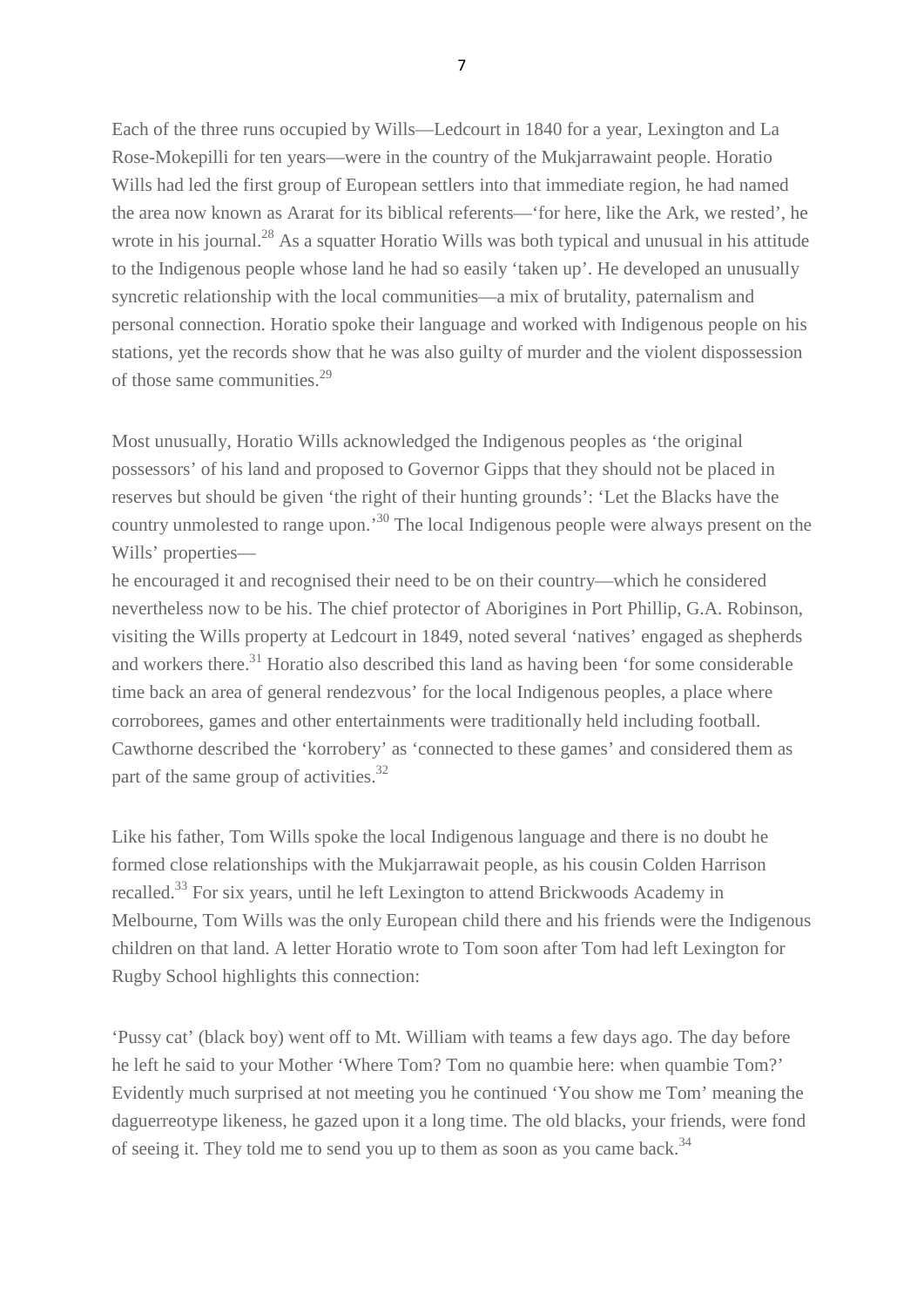Each of the three runs occupied by Wills—Ledcourt in 1840 for a year, Lexington and La Rose-Mokepilli for ten years—were in the country of the Mukjarrawaint people. Horatio Wills had led the first group of European settlers into that immediate region, he had named the area now known as Ararat for its biblical referents—'for here, like the Ark, we rested', he wrote in his journal.[28] As a squatter Horatio Wills was both typical and unusual in his attitude to the Indigenous people whose land he had so easily 'taken up'. He developed an unusually syncretic relationship with the local communities—a mix of brutality, paternalism and personal connection. Horatio spoke their language and worked with Indigenous people on his stations, yet the records show that he was also guilty of murder and the violent dispossession of those same communities.[29]

Most unusually, Horatio Wills acknowledged the Indigenous peoples as 'the original possessors' of his land and proposed to Governor Gipps that they should not be placed in reserves but should be given 'the right of their hunting grounds': 'Let the Blacks have the country unmolested to range upon.'[30] The local Indigenous people were always present on the Wills' properties—
he encouraged it and recognised their need to be on their country—which he considered nevertheless now to be his. The chief protector of Aborigines in Port Phillip, G.A. Robinson, visiting the Wills property at Ledcourt in 1849, noted several 'natives' engaged as shepherds and workers there.[31] Horatio also described this land as having been 'for some considerable time back an area of general rendezvous' for the local Indigenous peoples, a place where corroborees, games and other entertainments were traditionally held including football. Cawthorne described the 'korrobery' as 'connected to these games' and considered them as part of the same group of activities.[32]

Like his father, Tom Wills spoke the local Indigenous language and there is no doubt he formed close relationships with the Mukjarrawait people, as his cousin Colden Harrison recalled.[33] For six years, until he left Lexington to attend Brickwoods Academy in Melbourne, Tom Wills was the only European child there and his friends were the Indigenous children on that land. A letter Horatio wrote to Tom soon after Tom had left Lexington for Rugby School highlights this connection:

'Pussy cat' (black boy) went off to Mt. William with teams a few days ago. The day before he left he said to your Mother 'Where Tom? Tom no quambie here: when quambie Tom?' Evidently much surprised at not meeting you he continued 'You show me Tom' meaning the daguerreotype likeness, he gazed upon it a long time. The old blacks, your friends, were fond of seeing it. They told me to send you up to them as soon as you came back.[34]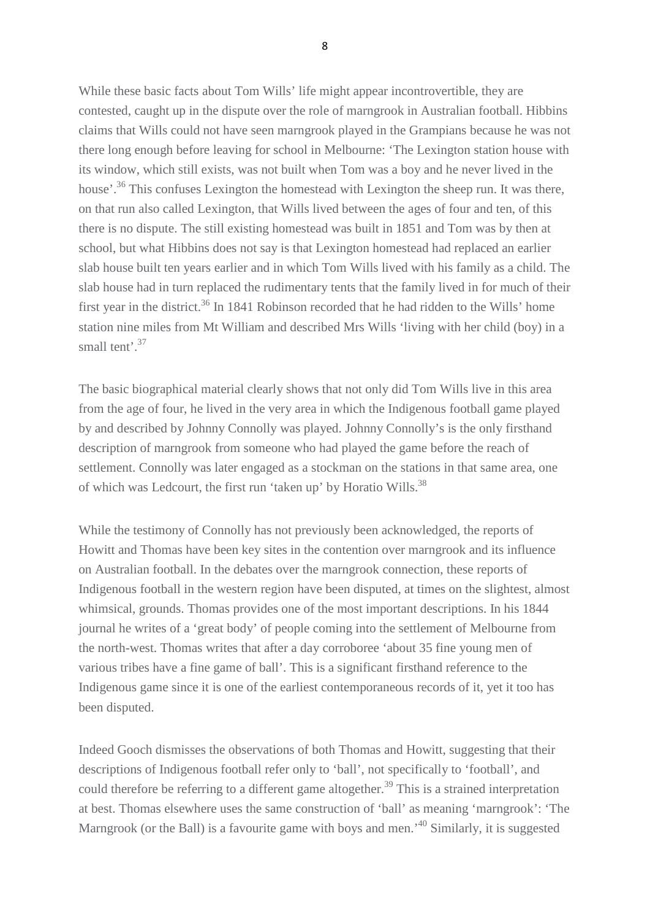While these basic facts about Tom Wills' life might appear incontrovertible, they are contested, caught up in the dispute over the role of marngrook in Australian football. Hibbins claims that Wills could not have seen marngrook played in the Grampians because he was not there long enough before leaving for school in Melbourne: 'The Lexington station house with its window, which still exists, was not built when Tom was a boy and he never lived in the house'.[36] This confuses Lexington the homestead with Lexington the sheep run. It was there, on that run also called Lexington, that Wills lived between the ages of four and ten, of this there is no dispute. The still existing homestead was built in 1851 and Tom was by then at school, but what Hibbins does not say is that Lexington homestead had replaced an earlier slab house built ten years earlier and in which Tom Wills lived with his family as a child. The slab house had in turn replaced the rudimentary tents that the family lived in for much of their first year in the district.[36] In 1841 Robinson recorded that he had ridden to the Wills' home station nine miles from Mt William and described Mrs Wills 'living with her child (boy) in a small tent'.[37]

The basic biographical material clearly shows that not only did Tom Wills live in this area from the age of four, he lived in the very area in which the Indigenous football game played by and described by Johnny Connolly was played. Johnny Connolly's is the only firsthand description of marngrook from someone who had played the game before the reach of settlement. Connolly was later engaged as a stockman on the stations in that same area, one of which was Ledcourt, the first run 'taken up' by Horatio Wills.[38]

While the testimony of Connolly has not previously been acknowledged, the reports of Howitt and Thomas have been key sites in the contention over marngrook and its influence on Australian football. In the debates over the marngrook connection, these reports of Indigenous football in the western region have been disputed, at times on the slightest, almost whimsical, grounds. Thomas provides one of the most important descriptions. In his 1844 journal he writes of a 'great body' of people coming into the settlement of Melbourne from the north-west. Thomas writes that after a day corroboree 'about 35 fine young men of various tribes have a fine game of ball'. This is a significant firsthand reference to the Indigenous game since it is one of the earliest contemporaneous records of it, yet it too has been disputed.

Indeed Gooch dismisses the observations of both Thomas and Howitt, suggesting that their descriptions of Indigenous football refer only to 'ball', not specifically to 'football', and could therefore be referring to a different game altogether.[39] This is a strained interpretation at best. Thomas elsewhere uses the same construction of 'ball' as meaning 'marngrook': 'The Marngrook (or the Ball) is a favourite game with boys and men.'[40] Similarly, it is suggested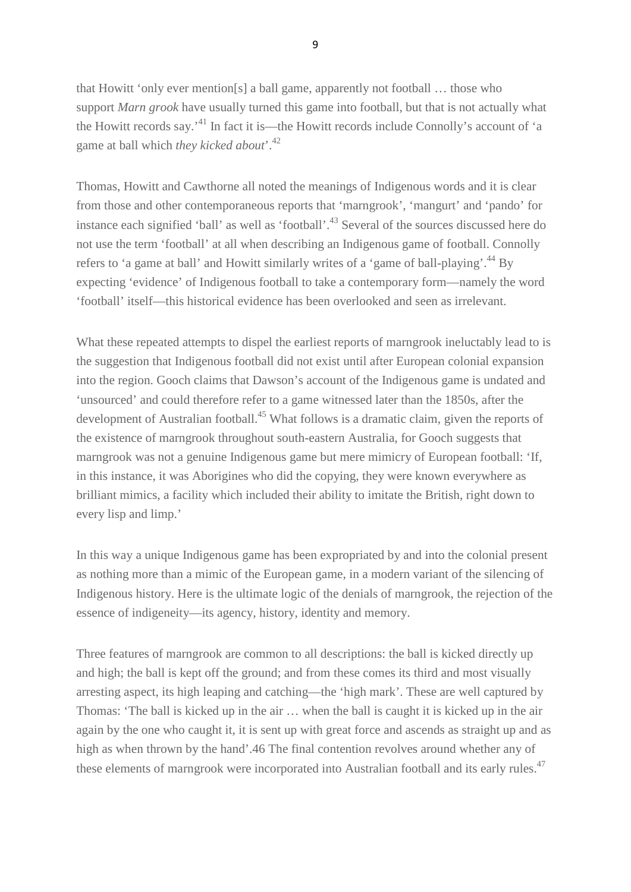that Howitt 'only ever mention[s] a ball game, apparently not football … those who support *Marn grook* have usually turned this game into football, but that is not actually what the Howitt records say.'[41] In fact it is—the Howitt records include Connolly's account of 'a game at ball which *they kicked about*'.[42]

Thomas, Howitt and Cawthorne all noted the meanings of Indigenous words and it is clear from those and other contemporaneous reports that 'marngrook', 'mangurt' and 'pando' for instance each signified 'ball' as well as 'football'.[43] Several of the sources discussed here do not use the term 'football' at all when describing an Indigenous game of football. Connolly refers to 'a game at ball' and Howitt similarly writes of a 'game of ball-playing'.[44] By expecting 'evidence' of Indigenous football to take a contemporary form—namely the word 'football' itself—this historical evidence has been overlooked and seen as irrelevant.

What these repeated attempts to dispel the earliest reports of marngrook ineluctably lead to is the suggestion that Indigenous football did not exist until after European colonial expansion into the region. Gooch claims that Dawson's account of the Indigenous game is undated and 'unsourced' and could therefore refer to a game witnessed later than the 1850s, after the development of Australian football.[45] What follows is a dramatic claim, given the reports of the existence of marngrook throughout south-eastern Australia, for Gooch suggests that marngrook was not a genuine Indigenous game but mere mimicry of European football: 'If, in this instance, it was Aborigines who did the copying, they were known everywhere as brilliant mimics, a facility which included their ability to imitate the British, right down to every lisp and limp.'

In this way a unique Indigenous game has been expropriated by and into the colonial present as nothing more than a mimic of the European game, in a modern variant of the silencing of Indigenous history. Here is the ultimate logic of the denials of marngrook, the rejection of the essence of indigeneity—its agency, history, identity and memory.

Three features of marngrook are common to all descriptions: the ball is kicked directly up and high; the ball is kept off the ground; and from these comes its third and most visually arresting aspect, its high leaping and catching—the 'high mark'. These are well captured by Thomas: 'The ball is kicked up in the air … when the ball is caught it is kicked up in the air again by the one who caught it, it is sent up with great force and ascends as straight up and as high as when thrown by the hand'.46 The final contention revolves around whether any of these elements of marngrook were incorporated into Australian football and its early rules.[47]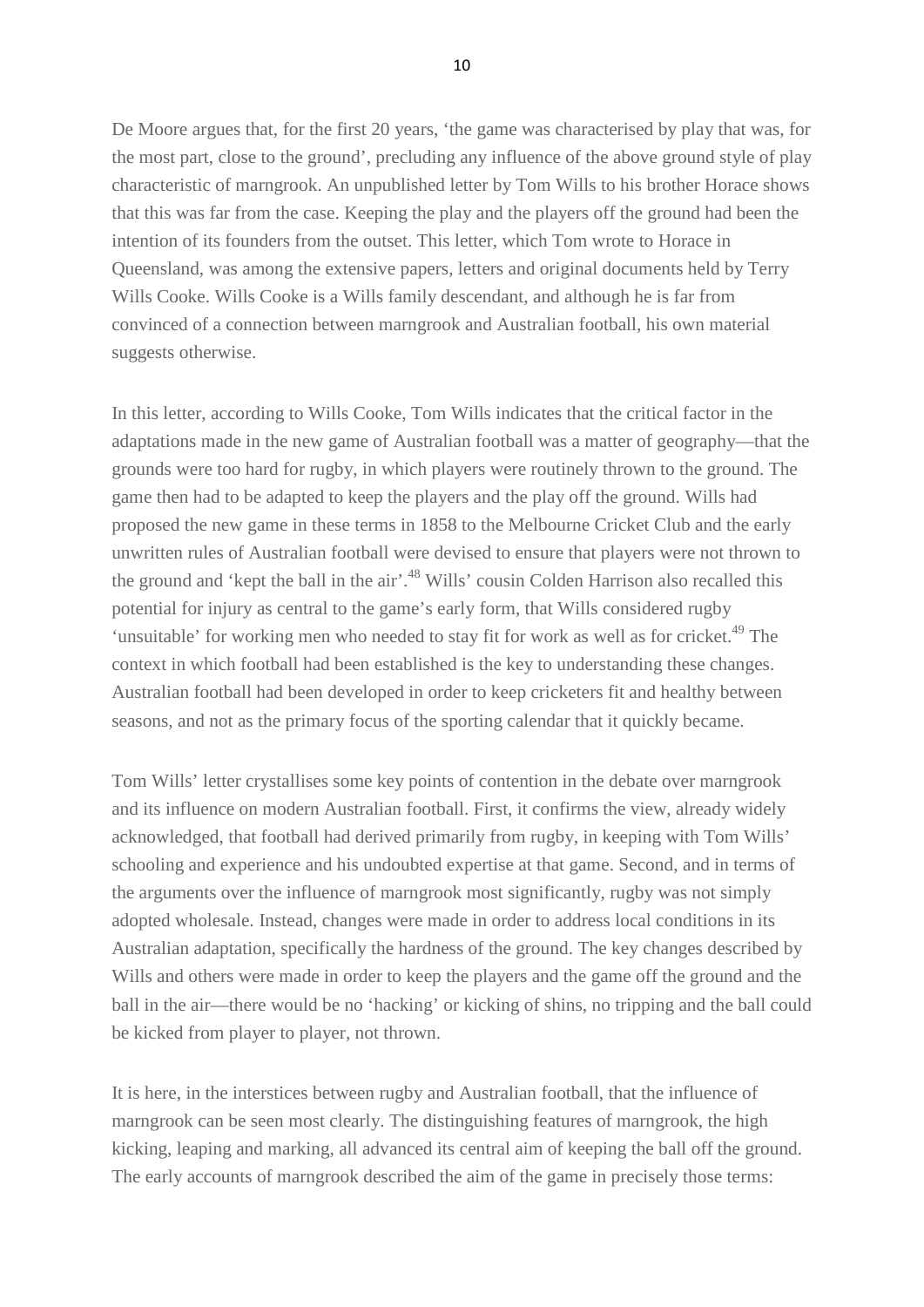De Moore argues that, for the first 20 years, ‘the game was characterised by play that was, for the most part, close to the ground’, precluding any influence of the above ground style of play characteristic of marngrook. An unpublished letter by Tom Wills to his brother Horace shows that this was far from the case. Keeping the play and the players off the ground had been the intention of its founders from the outset. This letter, which Tom wrote to Horace in Queensland, was among the extensive papers, letters and original documents held by Terry Wills Cooke. Wills Cooke is a Wills family descendant, and although he is far from convinced of a connection between marngrook and Australian football, his own material suggests otherwise.

In this letter, according to Wills Cooke, Tom Wills indicates that the critical factor in the adaptations made in the new game of Australian football was a matter of geography—that the grounds were too hard for rugby, in which players were routinely thrown to the ground. The game then had to be adapted to keep the players and the play off the ground. Wills had proposed the new game in these terms in 1858 to the Melbourne Cricket Club and the early unwritten rules of Australian football were devised to ensure that players were not thrown to the ground and ‘kept the ball in the air’.[48] Wills’ cousin Colden Harrison also recalled this potential for injury as central to the game’s early form, that Wills considered rugby ‘unsuitable’ for working men who needed to stay fit for work as well as for cricket.[49] The context in which football had been established is the key to understanding these changes. Australian football had been developed in order to keep cricketers fit and healthy between seasons, and not as the primary focus of the sporting calendar that it quickly became.

Tom Wills’ letter crystallises some key points of contention in the debate over marngrook and its influence on modern Australian football. First, it confirms the view, already widely acknowledged, that football had derived primarily from rugby, in keeping with Tom Wills’ schooling and experience and his undoubted expertise at that game. Second, and in terms of the arguments over the influence of marngrook most significantly, rugby was not simply adopted wholesale. Instead, changes were made in order to address local conditions in its Australian adaptation, specifically the hardness of the ground. The key changes described by Wills and others were made in order to keep the players and the game off the ground and the ball in the air—there would be no ‘hacking’ or kicking of shins, no tripping and the ball could be kicked from player to player, not thrown.

It is here, in the interstices between rugby and Australian football, that the influence of marngrook can be seen most clearly. The distinguishing features of marngrook, the high kicking, leaping and marking, all advanced its central aim of keeping the ball off the ground. The early accounts of marngrook described the aim of the game in precisely those terms: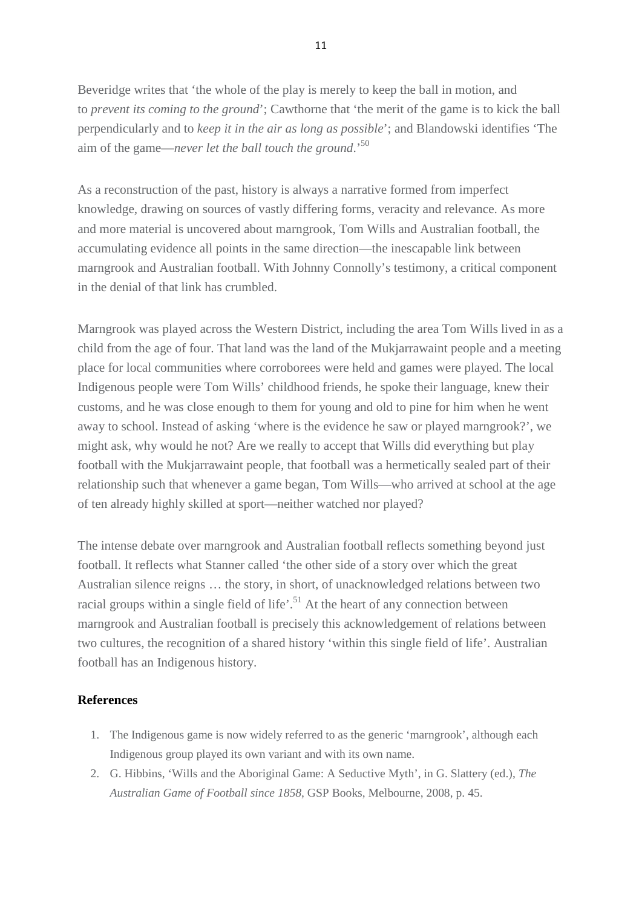Beveridge writes that 'the whole of the play is merely to keep the ball in motion, and to *prevent its coming to the ground*'; Cawthorne that 'the merit of the game is to kick the ball perpendicularly and to *keep it in the air as long as possible*'; and Blandowski identifies 'The aim of the game—*never let the ball touch the ground*.'[50]

As a reconstruction of the past, history is always a narrative formed from imperfect knowledge, drawing on sources of vastly differing forms, veracity and relevance. As more and more material is uncovered about marngrook, Tom Wills and Australian football, the accumulating evidence all points in the same direction—the inescapable link between marngrook and Australian football. With Johnny Connolly's testimony, a critical component in the denial of that link has crumbled.

Marngrook was played across the Western District, including the area Tom Wills lived in as a child from the age of four. That land was the land of the Mukjarrawaint people and a meeting place for local communities where corroborees were held and games were played. The local Indigenous people were Tom Wills' childhood friends, he spoke their language, knew their customs, and he was close enough to them for young and old to pine for him when he went away to school. Instead of asking 'where is the evidence he saw or played marngrook?', we might ask, why would he not? Are we really to accept that Wills did everything but play football with the Mukjarrawaint people, that football was a hermetically sealed part of their relationship such that whenever a game began, Tom Wills—who arrived at school at the age of ten already highly skilled at sport—neither watched nor played?

The intense debate over marngrook and Australian football reflects something beyond just football. It reflects what Stanner called 'the other side of a story over which the great Australian silence reigns … the story, in short, of unacknowledged relations between two racial groups within a single field of life'.[51] At the heart of any connection between marngrook and Australian football is precisely this acknowledgement of relations between two cultures, the recognition of a shared history 'within this single field of life'. Australian football has an Indigenous history.

**References**

1. The Indigenous game is now widely referred to as the generic 'marngrook', although each Indigenous group played its own variant and with its own name.
2. G. Hibbins, 'Wills and the Aboriginal Game: A Seductive Myth', in G. Slattery (ed.), *The Australian Game of Football since 1858*, GSP Books, Melbourne, 2008, p. 45.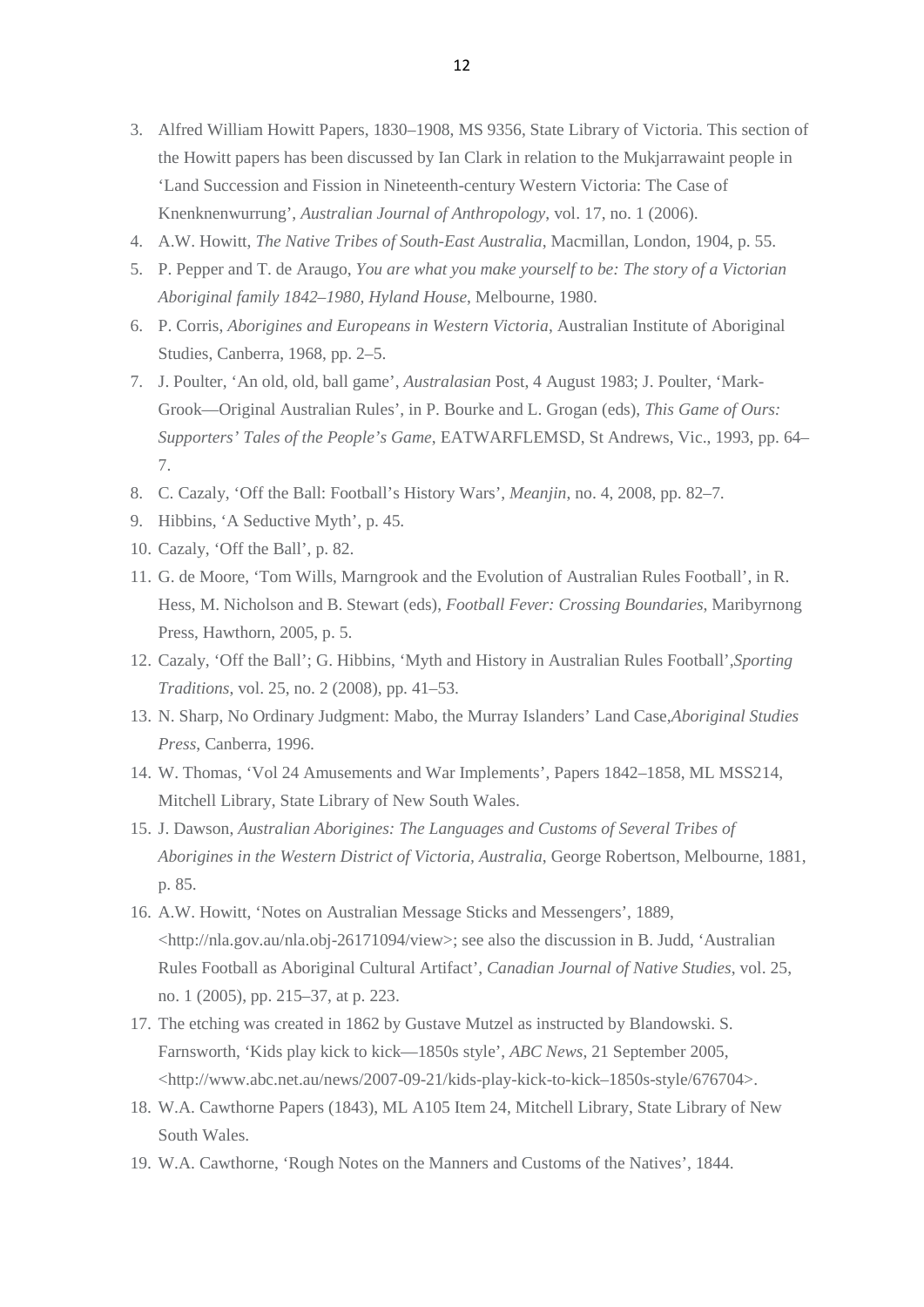3. Alfred William Howitt Papers, 1830–1908, MS 9356, State Library of Victoria. This section of the Howitt papers has been discussed by Ian Clark in relation to the Mukjarrawaint people in 'Land Succession and Fission in Nineteenth-century Western Victoria: The Case of Knenknenwurrung', *Australian Journal of Anthropology*, vol. 17, no. 1 (2006).
4. A.W. Howitt, *The Native Tribes of South-East Australia*, Macmillan, London, 1904, p. 55.
5. P. Pepper and T. de Araugo, *You are what you make yourself to be: The story of a Victorian Aboriginal family 1842–1980, Hyland House*, Melbourne, 1980.
6. P. Corris, *Aborigines and Europeans in Western Victoria*, Australian Institute of Aboriginal Studies, Canberra, 1968, pp. 2–5.
7. J. Poulter, 'An old, old, ball game', *Australasian* Post, 4 August 1983; J. Poulter, 'Mark-Grook—Original Australian Rules', in P. Bourke and L. Grogan (eds), *This Game of Ours: Supporters' Tales of the People's Game*, EATWARFLEMSD, St Andrews, Vic., 1993, pp. 64–7.
8. C. Cazaly, 'Off the Ball: Football's History Wars', *Meanjin*, no. 4, 2008, pp. 82–7.
9. Hibbins, 'A Seductive Myth', p. 45.
10. Cazaly, 'Off the Ball', p. 82.
11. G. de Moore, 'Tom Wills, Marngrook and the Evolution of Australian Rules Football', in R. Hess, M. Nicholson and B. Stewart (eds), *Football Fever: Crossing Boundaries*, Maribyrnong Press, Hawthorn, 2005, p. 5.
12. Cazaly, 'Off the Ball'; G. Hibbins, 'Myth and History in Australian Rules Football',*Sporting Traditions*, vol. 25, no. 2 (2008), pp. 41–53.
13. N. Sharp, No Ordinary Judgment: Mabo, the Murray Islanders' Land Case,*Aboriginal Studies Press*, Canberra, 1996.
14. W. Thomas, 'Vol 24 Amusements and War Implements', Papers 1842–1858, ML MSS214, Mitchell Library, State Library of New South Wales.
15. J. Dawson, *Australian Aborigines: The Languages and Customs of Several Tribes of Aborigines in the Western District of Victoria, Australia*, George Robertson, Melbourne, 1881, p. 85.
16. A.W. Howitt, 'Notes on Australian Message Sticks and Messengers', 1889, <http://nla.gov.au/nla.obj-26171094/view>; see also the discussion in B. Judd, 'Australian Rules Football as Aboriginal Cultural Artifact', *Canadian Journal of Native Studies*, vol. 25, no. 1 (2005), pp. 215–37, at p. 223.
17. The etching was created in 1862 by Gustave Mutzel as instructed by Blandowski. S. Farnsworth, 'Kids play kick to kick—1850s style', *ABC News*, 21 September 2005, <http://www.abc.net.au/news/2007-09-21/kids-play-kick-to-kick–1850s-style/676704>.
18. W.A. Cawthorne Papers (1843), ML A105 Item 24, Mitchell Library, State Library of New South Wales.
19. W.A. Cawthorne, 'Rough Notes on the Manners and Customs of the Natives', 1844.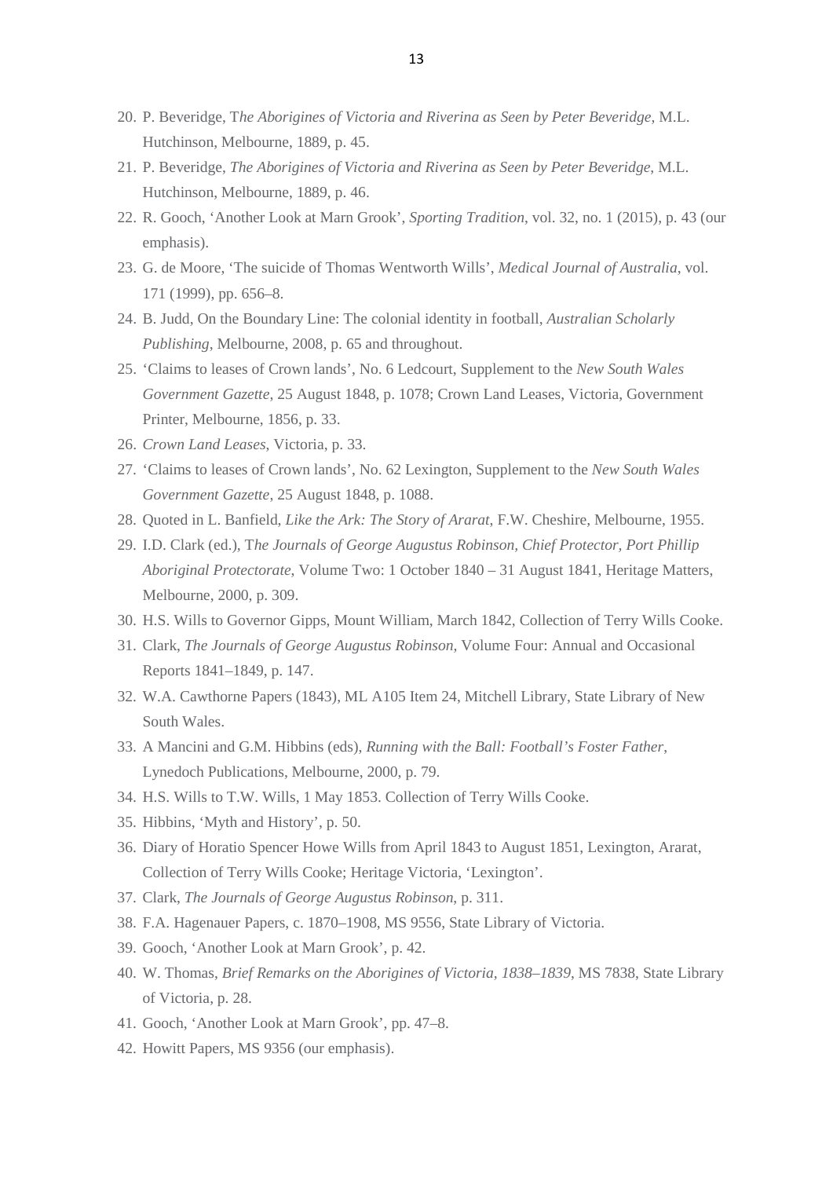20. P. Beveridge, T*he Aborigines of Victoria and Riverina as Seen by Peter Beveridge*, M.L. Hutchinson, Melbourne, 1889, p. 45.
21. P. Beveridge, *The Aborigines of Victoria and Riverina as Seen by Peter Beveridge*, M.L. Hutchinson, Melbourne, 1889, p. 46.
22. R. Gooch, 'Another Look at Marn Grook', *Sporting Tradition*, vol. 32, no. 1 (2015), p. 43 (our emphasis).
23. G. de Moore, 'The suicide of Thomas Wentworth Wills', *Medical Journal of Australia*, vol. 171 (1999), pp. 656–8.
24. B. Judd, On the Boundary Line: The colonial identity in football, *Australian Scholarly Publishing*, Melbourne, 2008, p. 65 and throughout.
25. 'Claims to leases of Crown lands', No. 6 Ledcourt, Supplement to the *New South Wales Government Gazette*, 25 August 1848, p. 1078; Crown Land Leases, Victoria, Government Printer, Melbourne, 1856, p. 33.
26. *Crown Land Leases*, Victoria, p. 33.
27. 'Claims to leases of Crown lands', No. 62 Lexington, Supplement to the *New South Wales Government Gazette*, 25 August 1848, p. 1088.
28. Quoted in L. Banfield, *Like the Ark: The Story of Ararat*, F.W. Cheshire, Melbourne, 1955.
29. I.D. Clark (ed.), T*he Journals of George Augustus Robinson, Chief Protector, Port Phillip Aboriginal Protectorate*, Volume Two: 1 October 1840 – 31 August 1841, Heritage Matters, Melbourne, 2000, p. 309.
30. H.S. Wills to Governor Gipps, Mount William, March 1842, Collection of Terry Wills Cooke.
31. Clark, *The Journals of George Augustus Robinson*, Volume Four: Annual and Occasional Reports 1841–1849, p. 147.
32. W.A. Cawthorne Papers (1843), ML A105 Item 24, Mitchell Library, State Library of New South Wales.
33. A Mancini and G.M. Hibbins (eds), *Running with the Ball: Football's Foster Father*, Lynedoch Publications, Melbourne, 2000, p. 79.
34. H.S. Wills to T.W. Wills, 1 May 1853. Collection of Terry Wills Cooke.
35. Hibbins, 'Myth and History', p. 50.
36. Diary of Horatio Spencer Howe Wills from April 1843 to August 1851, Lexington, Ararat, Collection of Terry Wills Cooke; Heritage Victoria, 'Lexington'.
37. Clark, *The Journals of George Augustus Robinson*, p. 311.
38. F.A. Hagenauer Papers, c. 1870–1908, MS 9556, State Library of Victoria.
39. Gooch, 'Another Look at Marn Grook', p. 42.
40. W. Thomas, *Brief Remarks on the Aborigines of Victoria, 1838–1839*, MS 7838, State Library of Victoria, p. 28.
41. Gooch, 'Another Look at Marn Grook', pp. 47–8.
42. Howitt Papers, MS 9356 (our emphasis).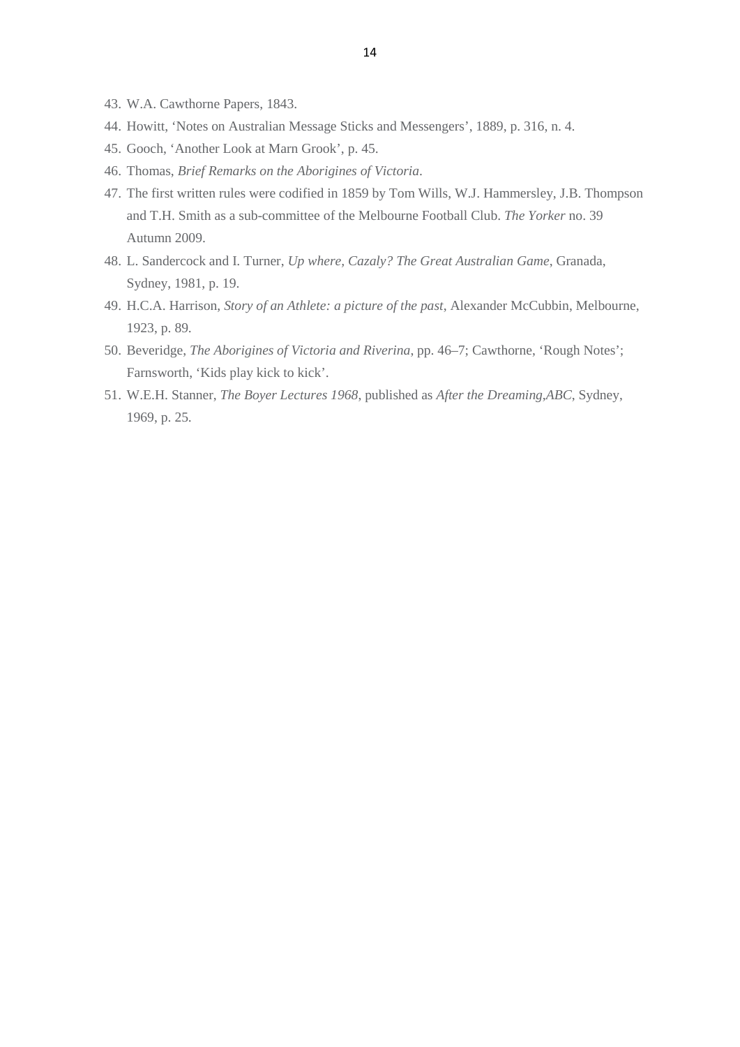43. W.A. Cawthorne Papers, 1843.
44. Howitt, 'Notes on Australian Message Sticks and Messengers', 1889, p. 316, n. 4.
45. Gooch, 'Another Look at Marn Grook', p. 45.
46. Thomas, *Brief Remarks on the Aborigines of Victoria*.
47. The first written rules were codified in 1859 by Tom Wills, W.J. Hammersley, J.B. Thompson and T.H. Smith as a sub-committee of the Melbourne Football Club. *The Yorker* no. 39 Autumn 2009.
48. L. Sandercock and I. Turner, *Up where, Cazaly? The Great Australian Game*, Granada, Sydney, 1981, p. 19.
49. H.C.A. Harrison, *Story of an Athlete: a picture of the past*, Alexander McCubbin, Melbourne, 1923, p. 89.
50. Beveridge, *The Aborigines of Victoria and Riverina*, pp. 46–7; Cawthorne, 'Rough Notes'; Farnsworth, 'Kids play kick to kick'.
51. W.E.H. Stanner, *The Boyer Lectures 1968*, published as *After the Dreaming*,*ABC*, Sydney, 1969, p. 25.